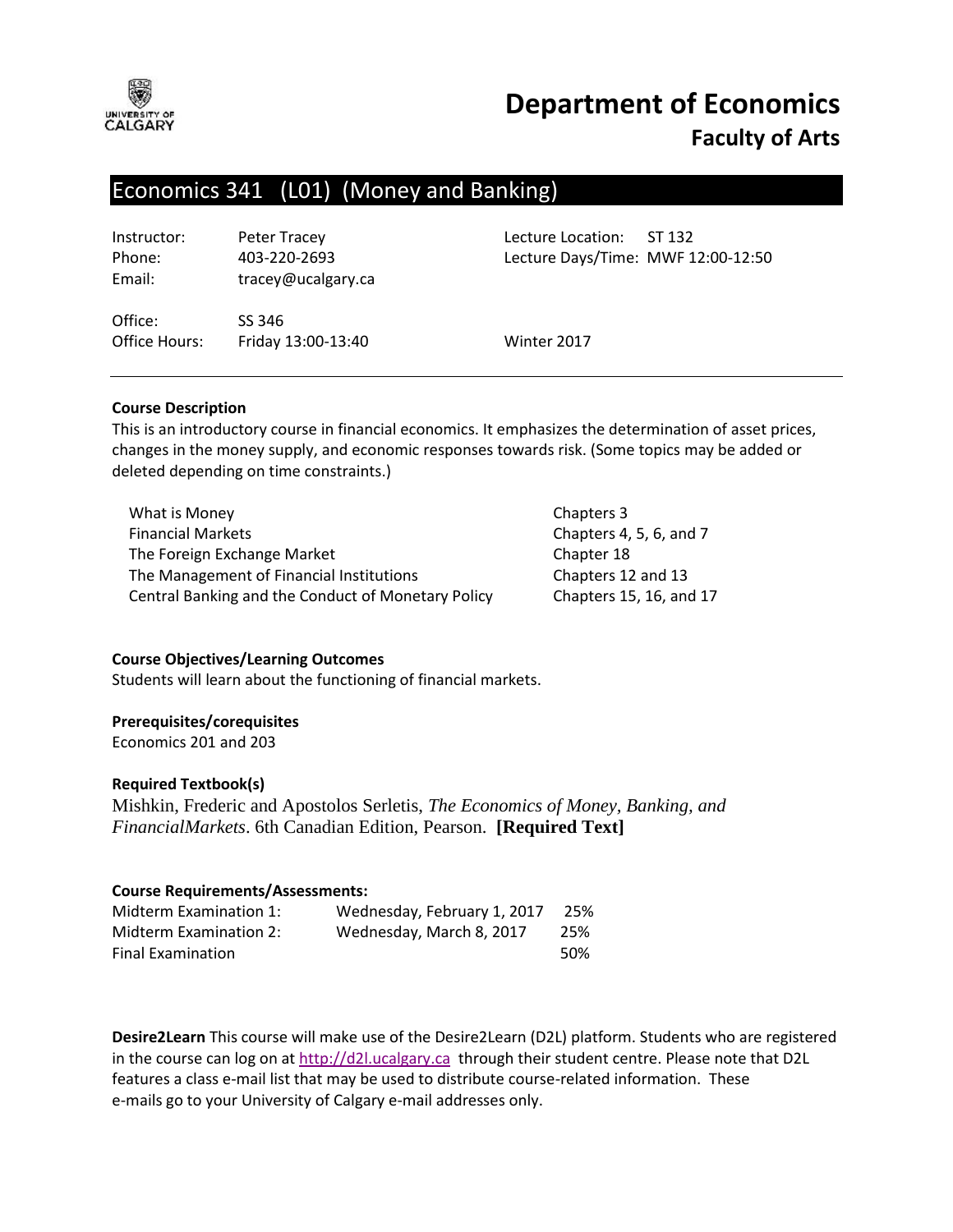# Department of Economics
## Faculty of Arts

## Economics 341 (L01) (Money and Banking)

| | | | |
|---|---|---|---|
| Instructor: | Peter Tracey | Lecture Location: | ST 132 |
| Phone: | 403-220-2693 | Lecture Days/Time: | MWF 12:00-12:50 |
| Email: | tracey@ucalgary.ca | | |
| Office: | SS 346 | | |
| Office Hours: | Friday 13:00-13:40 | Winter 2017 | |

**Course Description**

This is an introductory course in financial economics. It emphasizes the determination of asset prices, changes in the money supply, and economic responses towards risk. (Some topics may be added or deleted depending on time constraints.)

| | |
|---|---|
| What is Money | Chapters 3 |
| Financial Markets | Chapters 4, 5, 6, and 7 |
| The Foreign Exchange Market | Chapter 18 |
| The Management of Financial Institutions | Chapters 12 and 13 |
| Central Banking and the Conduct of Monetary Policy | Chapters 15, 16, and 17 |

**Course Objectives/Learning Outcomes**

Students will learn about the functioning of financial markets.

**Prerequisites/corequisites**

Economics 201 and 203

**Required Textbook(s)**

Mishkin, Frederic and Apostolos Serletis, *The Economics of Money, Banking, and FinancialMarkets*. 6th Canadian Edition, Pearson. **[Required Text]**

**Course Requirements/Assessments:**

| | | |
|---|---|---|
| Midterm Examination 1: | Wednesday, February 1, 2017 | 25% |
| Midterm Examination 2: | Wednesday, March 8, 2017 | 25% |
| Final Examination | | 50% |

**Desire2Learn** This course will make use of the Desire2Learn (D2L) platform. Students who are registered in the course can log on at http://d2l.ucalgary.ca through their student centre. Please note that D2L features a class e-mail list that may be used to distribute course-related information. These e-mails go to your University of Calgary e-mail addresses only.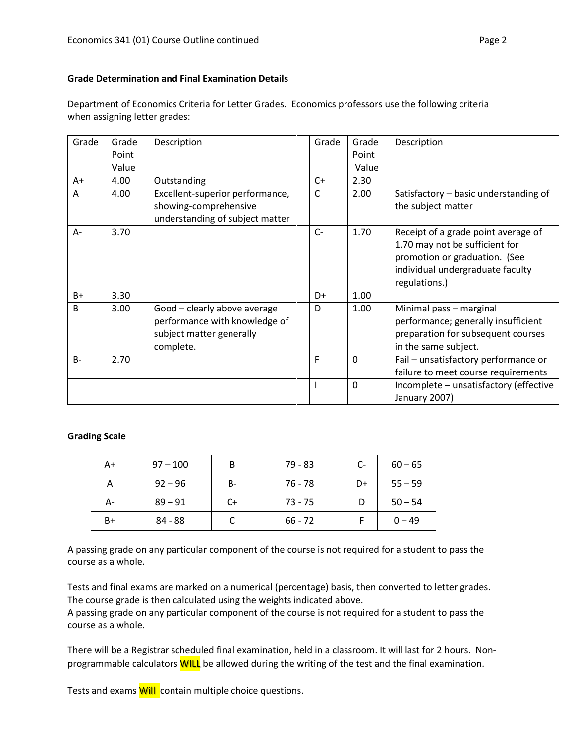**Grade Determination and Final Examination Details**

Department of Economics Criteria for Letter Grades. Economics professors use the following criteria when assigning letter grades:

| Grade | Grade Point Value | Description | | Grade | Grade Point Value | Description |
|---|---|---|---|---|---|---|
| A+ | 4.00 | Outstanding | | C+ | 2.30 | |
| A | 4.00 | Excellent-superior performance, showing-comprehensive understanding of subject matter | | C | 2.00 | Satisfactory – basic understanding of the subject matter |
| A- | 3.70 | | | C- | 1.70 | Receipt of a grade point average of 1.70 may not be sufficient for promotion or graduation. (See individual undergraduate faculty regulations.) |
| B+ | 3.30 | | | D+ | 1.00 | |
| B | 3.00 | Good – clearly above average performance with knowledge of subject matter generally complete. | | D | 1.00 | Minimal pass – marginal performance; generally insufficient preparation for subsequent courses in the same subject. |
| B- | 2.70 | | | F | 0 | Fail – unsatisfactory performance or failure to meet course requirements |
| | | | | I | 0 | Incomplete – unsatisfactory (effective January 2007) |

**Grading Scale**

| | | | | | |
|---|---|---|---|---|---|
| A+ | 97 – 100 | B | 79 - 83 | C- | 60 – 65 |
| A | 92 – 96 | B- | 76 - 78 | D+ | 55 – 59 |
| A- | 89 – 91 | C+ | 73 - 75 | D | 50 – 54 |
| B+ | 84 - 88 | C | 66 - 72 | F | 0 – 49 |

A passing grade on any particular component of the course is not required for a student to pass the course as a whole.

Tests and final exams are marked on a numerical (percentage) basis, then converted to letter grades. The course grade is then calculated using the weights indicated above.
A passing grade on any particular component of the course is not required for a student to pass the course as a whole.

There will be a Registrar scheduled final examination, held in a classroom. It will last for 2 hours. Non-programmable calculators WILL be allowed during the writing of the test and the final examination.

Tests and exams Will contain multiple choice questions.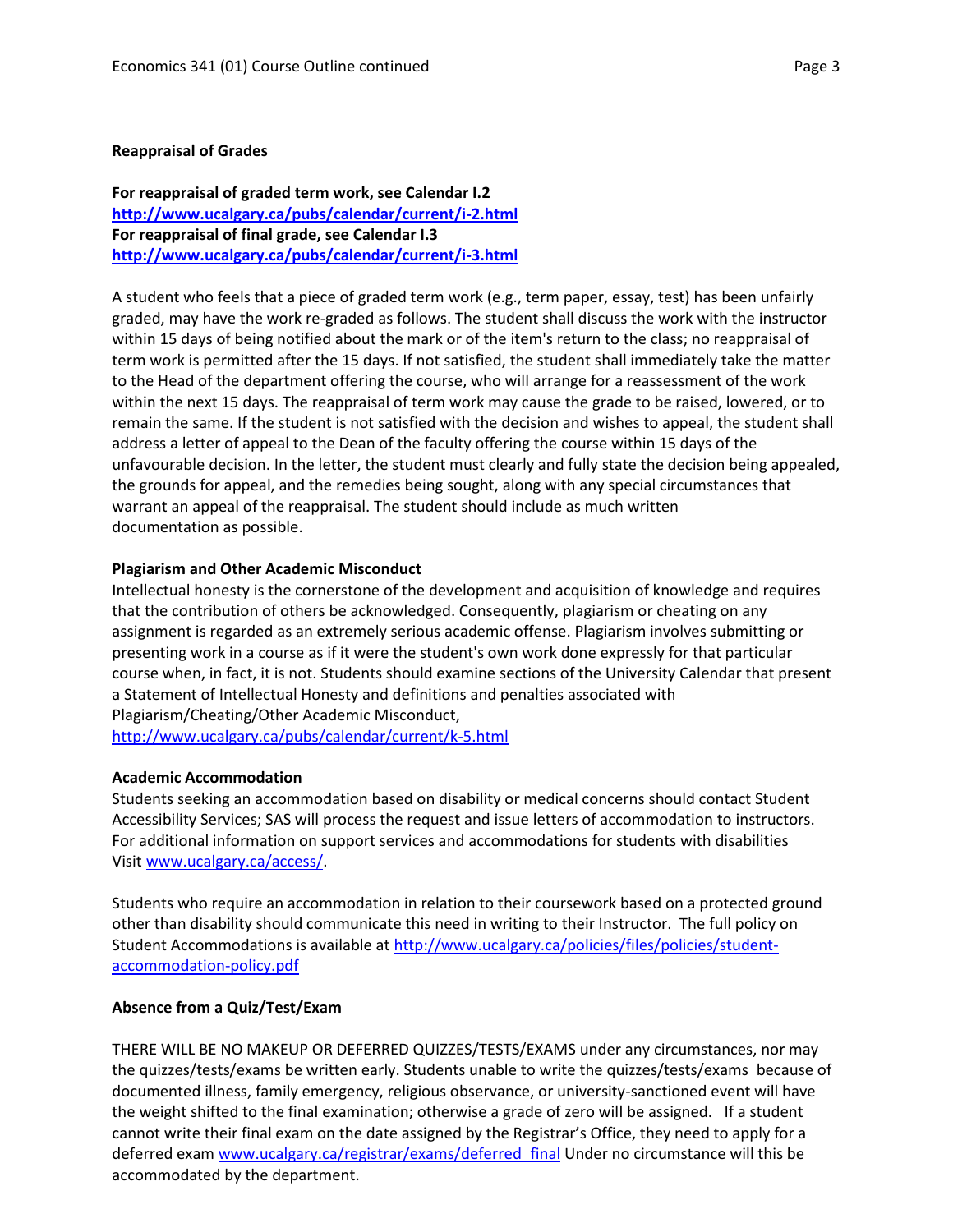**Reappraisal of Grades**

**For reappraisal of graded term work, see Calendar I.2**
**http://www.ucalgary.ca/pubs/calendar/current/i-2.html**
**For reappraisal of final grade, see Calendar I.3**
**http://www.ucalgary.ca/pubs/calendar/current/i-3.html**

A student who feels that a piece of graded term work (e.g., term paper, essay, test) has been unfairly graded, may have the work re-graded as follows. The student shall discuss the work with the instructor within 15 days of being notified about the mark or of the item's return to the class; no reappraisal of term work is permitted after the 15 days. If not satisfied, the student shall immediately take the matter to the Head of the department offering the course, who will arrange for a reassessment of the work within the next 15 days. The reappraisal of term work may cause the grade to be raised, lowered, or to remain the same. If the student is not satisfied with the decision and wishes to appeal, the student shall address a letter of appeal to the Dean of the faculty offering the course within 15 days of the unfavourable decision. In the letter, the student must clearly and fully state the decision being appealed, the grounds for appeal, and the remedies being sought, along with any special circumstances that warrant an appeal of the reappraisal. The student should include as much written documentation as possible.

**Plagiarism and Other Academic Misconduct**

Intellectual honesty is the cornerstone of the development and acquisition of knowledge and requires that the contribution of others be acknowledged. Consequently, plagiarism or cheating on any assignment is regarded as an extremely serious academic offense. Plagiarism involves submitting or presenting work in a course as if it were the student's own work done expressly for that particular course when, in fact, it is not. Students should examine sections of the University Calendar that present a Statement of Intellectual Honesty and definitions and penalties associated with Plagiarism/Cheating/Other Academic Misconduct,
http://www.ucalgary.ca/pubs/calendar/current/k-5.html

**Academic Accommodation**

Students seeking an accommodation based on disability or medical concerns should contact Student Accessibility Services; SAS will process the request and issue letters of accommodation to instructors. For additional information on support services and accommodations for students with disabilities Visit www.ucalgary.ca/access/.

Students who require an accommodation in relation to their coursework based on a protected ground other than disability should communicate this need in writing to their Instructor. The full policy on Student Accommodations is available at http://www.ucalgary.ca/policies/files/policies/student-accommodation-policy.pdf

**Absence from a Quiz/Test/Exam**

THERE WILL BE NO MAKEUP OR DEFERRED QUIZZES/TESTS/EXAMS under any circumstances, nor may the quizzes/tests/exams be written early. Students unable to write the quizzes/tests/exams because of documented illness, family emergency, religious observance, or university-sanctioned event will have the weight shifted to the final examination; otherwise a grade of zero will be assigned. If a student cannot write their final exam on the date assigned by the Registrar's Office, they need to apply for a deferred exam www.ucalgary.ca/registrar/exams/deferred_final Under no circumstance will this be accommodated by the department.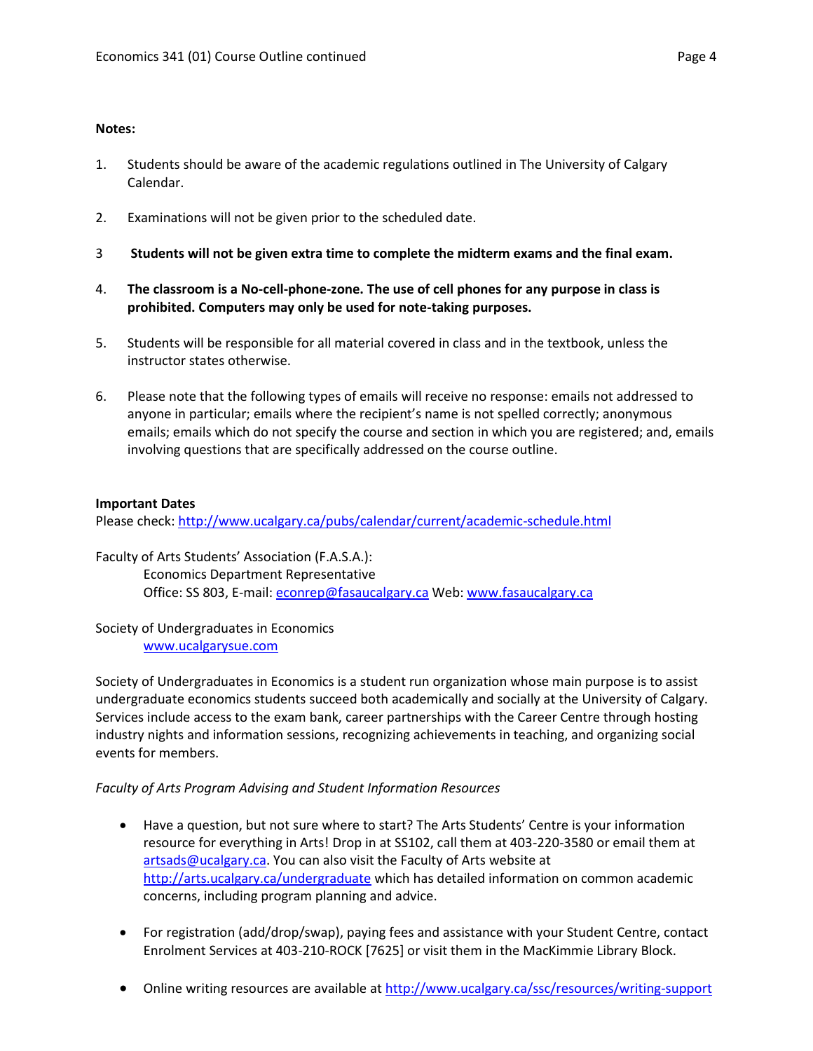**Notes:**

1. Students should be aware of the academic regulations outlined in The University of Calgary Calendar.

2. Examinations will not be given prior to the scheduled date.

3. **Students will not be given extra time to complete the midterm exams and the final exam.**

4. **The classroom is a No-cell-phone-zone. The use of cell phones for any purpose in class is prohibited. Computers may only be used for note-taking purposes.**

5. Students will be responsible for all material covered in class and in the textbook, unless the instructor states otherwise.

6. Please note that the following types of emails will receive no response: emails not addressed to anyone in particular; emails where the recipient's name is not spelled correctly; anonymous emails; emails which do not specify the course and section in which you are registered; and, emails involving questions that are specifically addressed on the course outline.

**Important Dates**
Please check: http://www.ucalgary.ca/pubs/calendar/current/academic-schedule.html

Faculty of Arts Students' Association (F.A.S.A.):
Economics Department Representative
Office: SS 803, E-mail: econrep@fasaucalgary.ca Web: www.fasaucalgary.ca

Society of Undergraduates in Economics
www.ucalgarysue.com

Society of Undergraduates in Economics is a student run organization whose main purpose is to assist undergraduate economics students succeed both academically and socially at the University of Calgary. Services include access to the exam bank, career partnerships with the Career Centre through hosting industry nights and information sessions, recognizing achievements in teaching, and organizing social events for members.

*Faculty of Arts Program Advising and Student Information Resources*

- Have a question, but not sure where to start? The Arts Students' Centre is your information resource for everything in Arts! Drop in at SS102, call them at 403-220-3580 or email them at artsads@ucalgary.ca. You can also visit the Faculty of Arts website at http://arts.ucalgary.ca/undergraduate which has detailed information on common academic concerns, including program planning and advice.

- For registration (add/drop/swap), paying fees and assistance with your Student Centre, contact Enrolment Services at 403-210-ROCK [7625] or visit them in the MacKimmie Library Block.

- Online writing resources are available at http://www.ucalgary.ca/ssc/resources/writing-support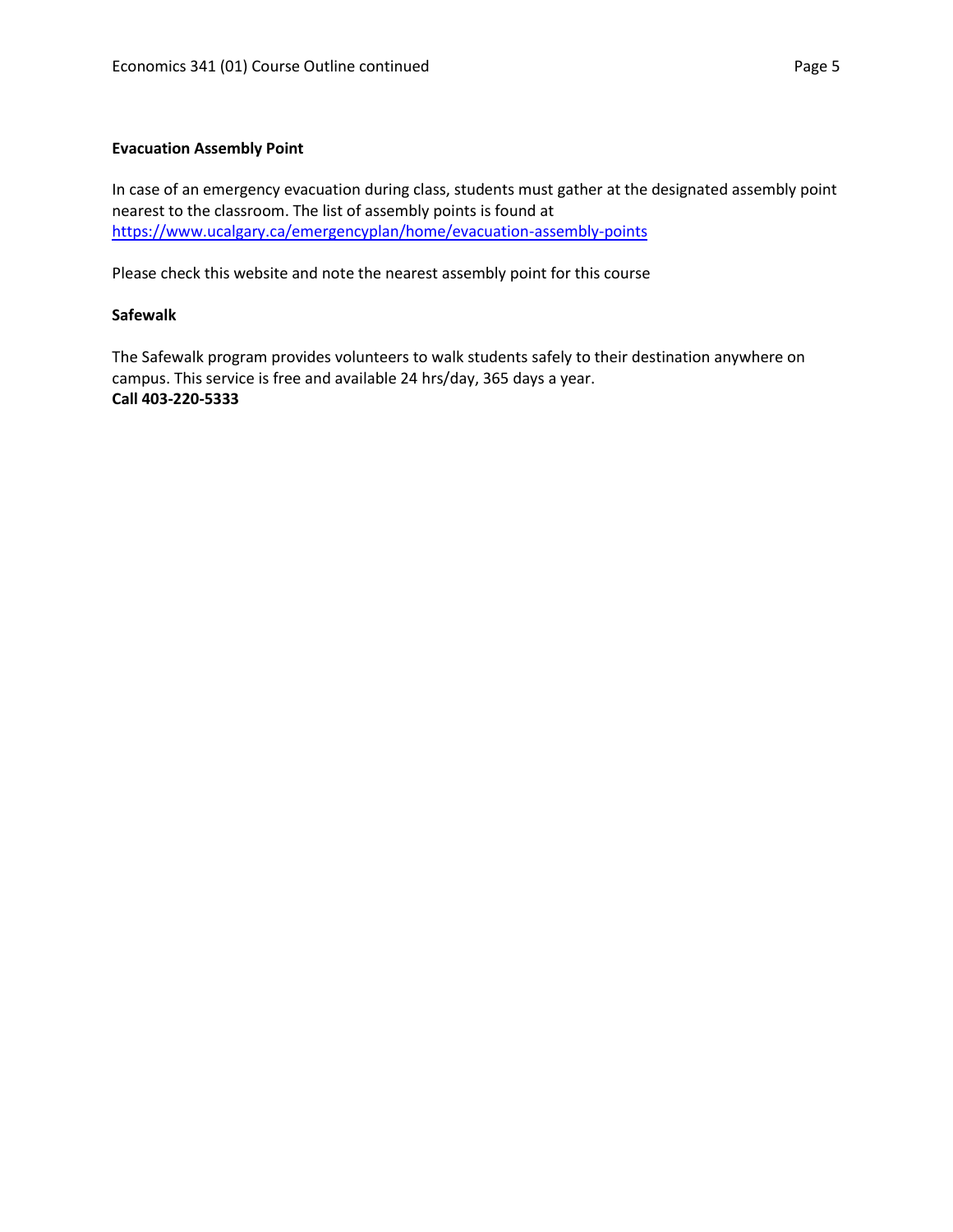**Evacuation Assembly Point**

In case of an emergency evacuation during class, students must gather at the designated assembly point nearest to the classroom. The list of assembly points is found at https://www.ucalgary.ca/emergencyplan/home/evacuation-assembly-points

Please check this website and note the nearest assembly point for this course

**Safewalk**

The Safewalk program provides volunteers to walk students safely to their destination anywhere on campus. This service is free and available 24 hrs/day, 365 days a year.
**Call 403-220-5333**